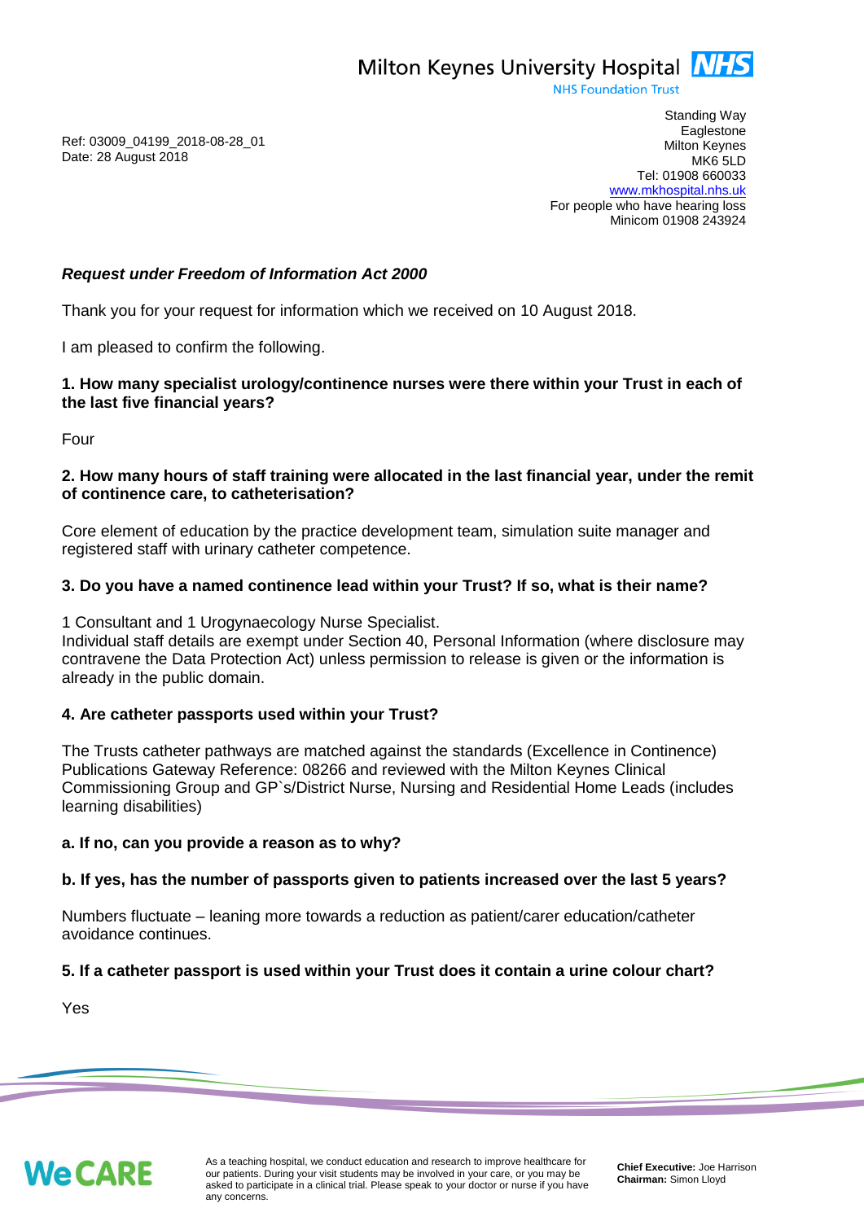Milton Keynes University Hospital NHS
NHS Foundation Trust

Standing Way
Eaglestone
Milton Keynes
MK6 5LD
Tel: 01908 660033
www.mkhospital.nhs.uk
For people who have hearing loss
Minicom 01908 243924

Ref: 03009_04199_2018-08-28_01
Date: 28 August 2018

***Request under Freedom of Information Act 2000***

Thank you for your request for information which we received on 10 August 2018.

I am pleased to confirm the following.

**1. How many specialist urology/continence nurses were there within your Trust in each of the last five financial years?**

Four

**2. How many hours of staff training were allocated in the last financial year, under the remit of continence care, to catheterisation?**

Core element of education by the practice development team, simulation suite manager and registered staff with urinary catheter competence.

**3. Do you have a named continence lead within your Trust? If so, what is their name?**

1 Consultant and 1 Urogynaecology Nurse Specialist.
Individual staff details are exempt under Section 40, Personal Information (where disclosure may contravene the Data Protection Act) unless permission to release is given or the information is already in the public domain.

**4. Are catheter passports used within your Trust?**

The Trusts catheter pathways are matched against the standards (Excellence in Continence) Publications Gateway Reference: 08266 and reviewed with the Milton Keynes Clinical Commissioning Group and GP`s/District Nurse, Nursing and Residential Home Leads (includes learning disabilities)

**a. If no, can you provide a reason as to why?**

**b. If yes, has the number of passports given to patients increased over the last 5 years?**

Numbers fluctuate – leaning more towards a reduction as patient/carer education/catheter avoidance continues.

**5. If a catheter passport is used within your Trust does it contain a urine colour chart?**

Yes

WeCARE

As a teaching hospital, we conduct education and research to improve healthcare for our patients. During your visit students may be involved in your care, or you may be asked to participate in a clinical trial. Please speak to your doctor or nurse if you have any concerns.

**Chief Executive:** Joe Harrison
**Chairman:** Simon Lloyd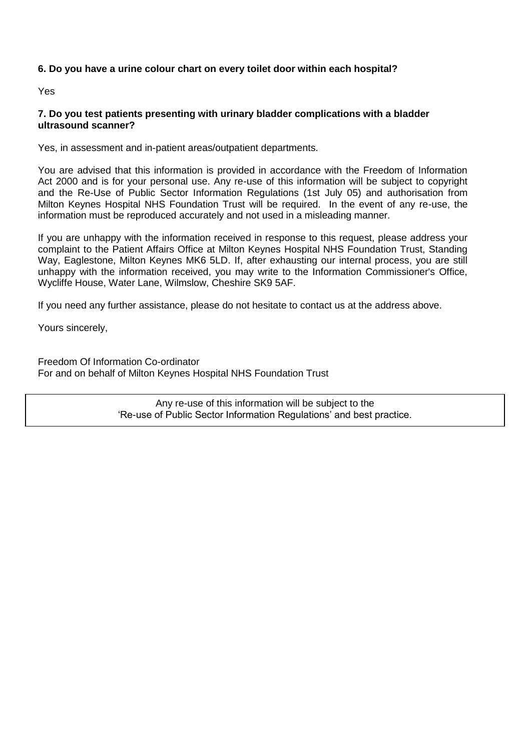**6. Do you have a urine colour chart on every toilet door within each hospital?**

Yes

**7. Do you test patients presenting with urinary bladder complications with a bladder ultrasound scanner?**

Yes, in assessment and in-patient areas/outpatient departments.

You are advised that this information is provided in accordance with the Freedom of Information Act 2000 and is for your personal use. Any re-use of this information will be subject to copyright and the Re-Use of Public Sector Information Regulations (1st July 05) and authorisation from Milton Keynes Hospital NHS Foundation Trust will be required. In the event of any re-use, the information must be reproduced accurately and not used in a misleading manner.

If you are unhappy with the information received in response to this request, please address your complaint to the Patient Affairs Office at Milton Keynes Hospital NHS Foundation Trust, Standing Way, Eaglestone, Milton Keynes MK6 5LD. If, after exhausting our internal process, you are still unhappy with the information received, you may write to the Information Commissioner's Office, Wycliffe House, Water Lane, Wilmslow, Cheshire SK9 5AF.

If you need any further assistance, please do not hesitate to contact us at the address above.

Yours sincerely,

Freedom Of Information Co-ordinator
For and on behalf of Milton Keynes Hospital NHS Foundation Trust

Any re-use of this information will be subject to the 'Re-use of Public Sector Information Regulations' and best practice.